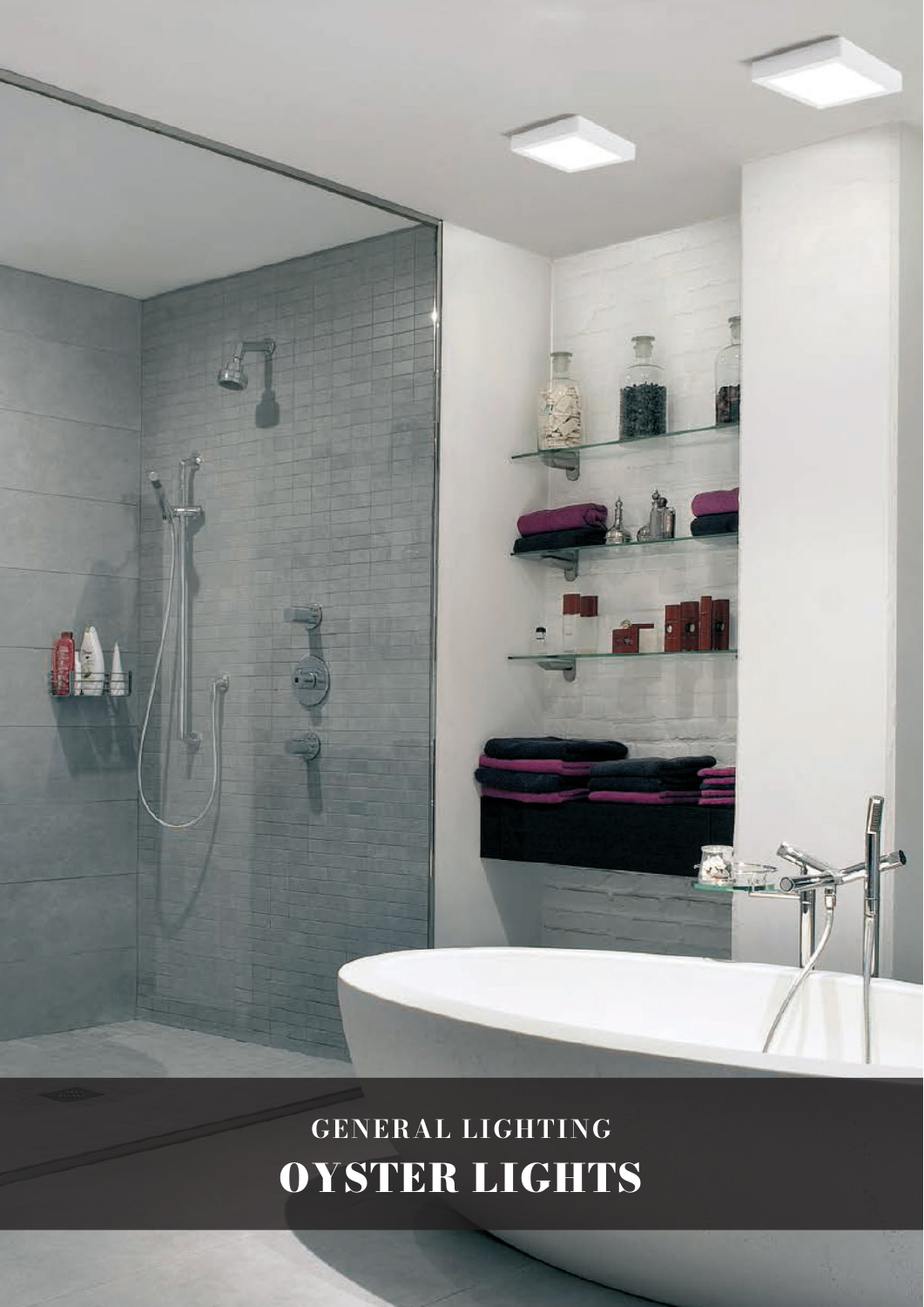GENERAL LIGHTING

# OYSTER LIGHTS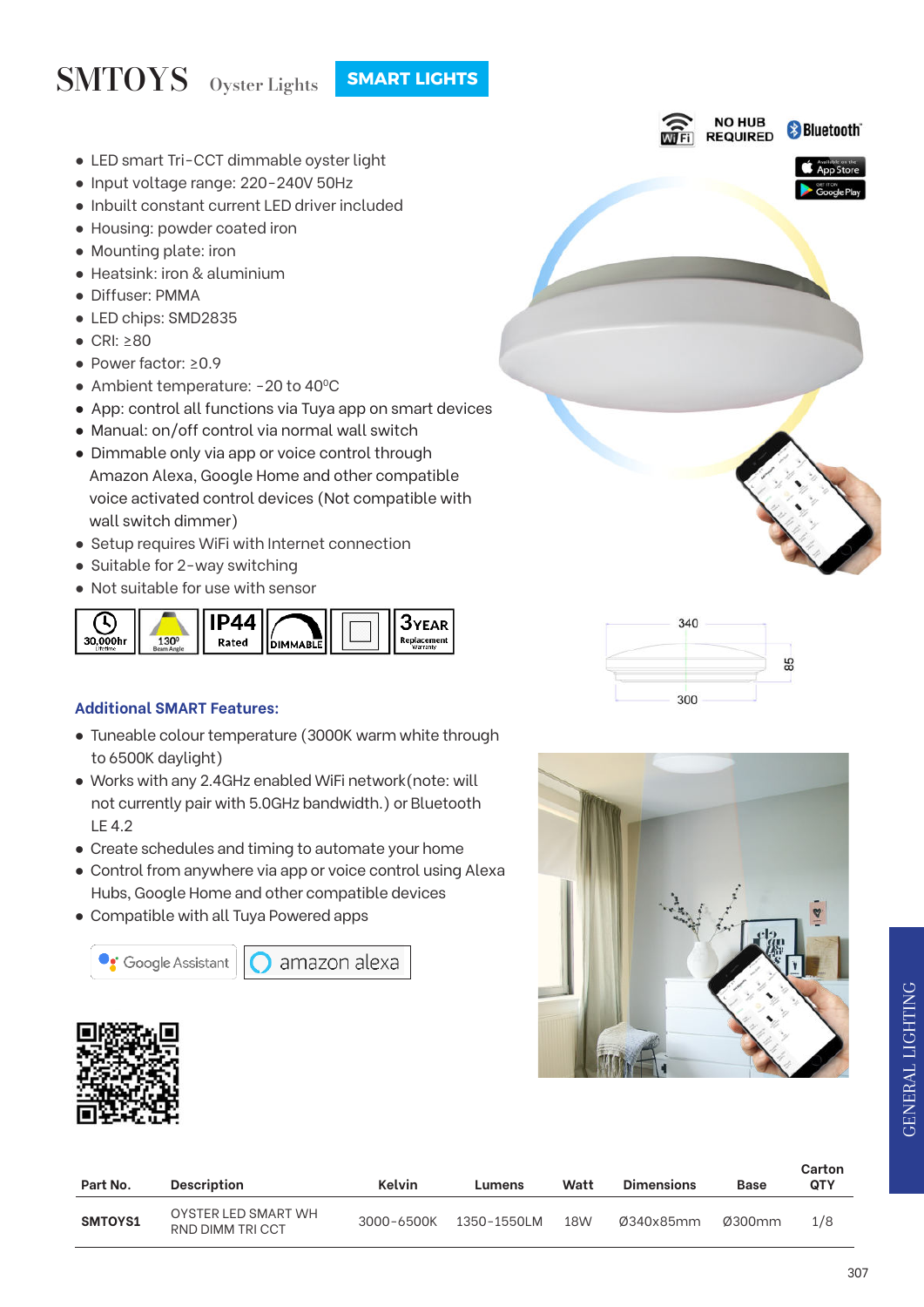# SMTOYS Oyster Lights

**SMART LIGHTS**

NO HUB REQUIRED

- LED smart Tri-CCT dimmable oyster light
- Input voltage range: 220-240V 50Hz
- Inbuilt constant current LED driver included
- Housing: powder coated iron
- Mounting plate: iron
- Heatsink: iron & aluminium
- Diffuser: PMMA
- LED chips: SMD2835
- CRI: ≥80
- Power factor: ≥0.9
- Ambient temperature: -20 to 40°C
- App: control all functions via Tuya app on smart devices
- Manual: on/off control via normal wall switch
- Dimmable only via app or voice control through Amazon Alexa, Google Home and other compatible voice activated control devices (Not compatible with wall switch dimmer)
- Setup requires WiFi with Internet connection
- Suitable for 2-way switching
- Not suitable for use with sensor

30,000hr Lifetime | 130° Beam Angle | IP44 Rated | DIMMABLE | 3YEAR Replacement Warranty

340 | 85 | 300

### Additional SMART Features:

- Tuneable colour temperature (3000K warm white through to 6500K daylight)
- Works with any 2.4GHz enabled WiFi network(note: will not currently pair with 5.0GHz bandwidth.) or Bluetooth LE 4.2
- Create schedules and timing to automate your home
- Control from anywhere via app or voice control using Alexa Hubs, Google Home and other compatible devices
- Compatible with all Tuya Powered apps

Google Assistant | amazon alexa

| Part No. | Description | Kelvin | Lumens | Watt | Dimensions | Base | Carton QTY |
|---|---|---|---|---|---|---|---|
| **SMTOYS1** | OYSTER LED SMART WH RND DIMM TRI CCT | 3000-6500K | 1350-1550LM | 18W | Ø340x85mm | Ø300mm | 1/8 |

GENERAL LIGHTING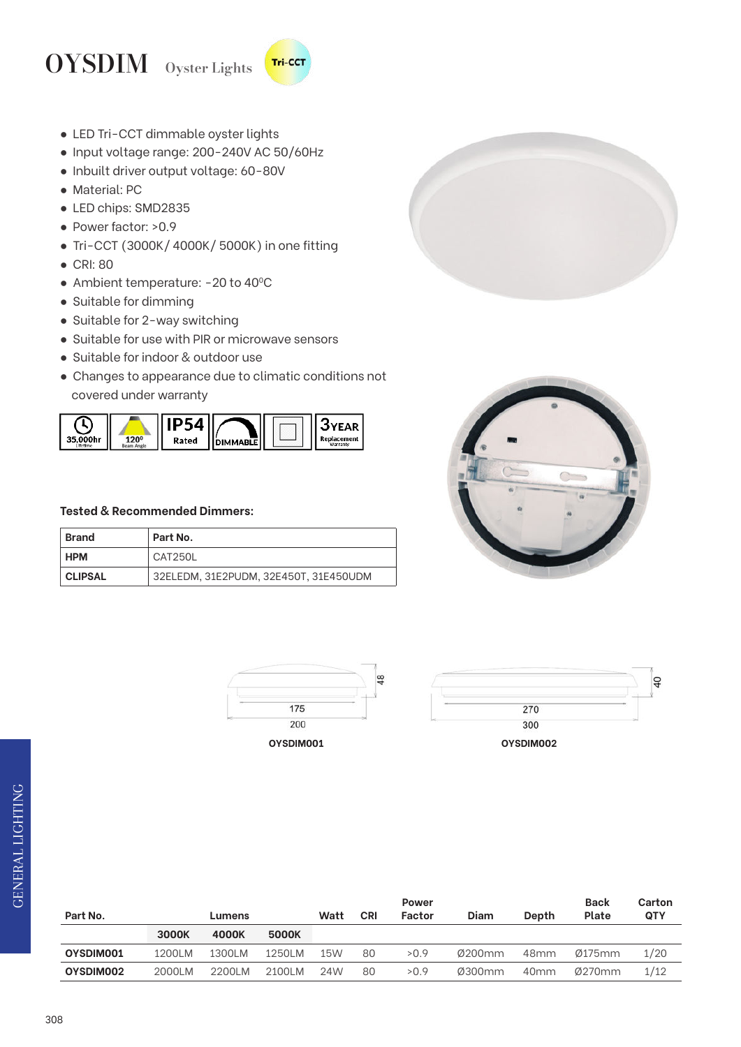# OYSDIM Oyster Lights

Tri-CCT

- LED Tri-CCT dimmable oyster lights
- Input voltage range: 200-240V AC 50/60Hz
- Inbuilt driver output voltage: 60-80V
- Material: PC
- LED chips: SMD2835
- Power factor: >0.9
- Tri-CCT (3000K/ 4000K/ 5000K) in one fitting
- CRI: 80
- Ambient temperature: -20 to 40°C
- Suitable for dimming
- Suitable for 2-way switching
- Suitable for use with PIR or microwave sensors
- Suitable for indoor & outdoor use
- Changes to appearance due to climatic conditions not covered under warranty

35,000hr Lifetime | 120° Beam Angle | IP54 Rated | DIMMABLE | 3YEAR Replacement Warranty

**Tested & Recommended Dimmers:**

| Brand | Part No. |
|---|---|
| **HPM** | CAT250L |
| **CLIPSAL** | 32ELEDM, 31E2PUDM, 32E450T, 31E450UDM |

175 / 200 / 48 — **OYSDIM001**

270 / 300 / 40 — **OYSDIM002**

| Part No. | Lumens | | | Watt | CRI | Power Factor | Diam | Depth | Back Plate | Carton QTY |
|---|---|---|---|---|---|---|---|---|---|---|
| | **3000K** | **4000K** | **5000K** | | | | | | | |
| **OYSDIM001** | 1200LM | 1300LM | 1250LM | 15W | 80 | >0.9 | Ø200mm | 48mm | Ø175mm | 1/20 |
| **OYSDIM002** | 2000LM | 2200LM | 2100LM | 24W | 80 | >0.9 | Ø300mm | 40mm | Ø270mm | 1/12 |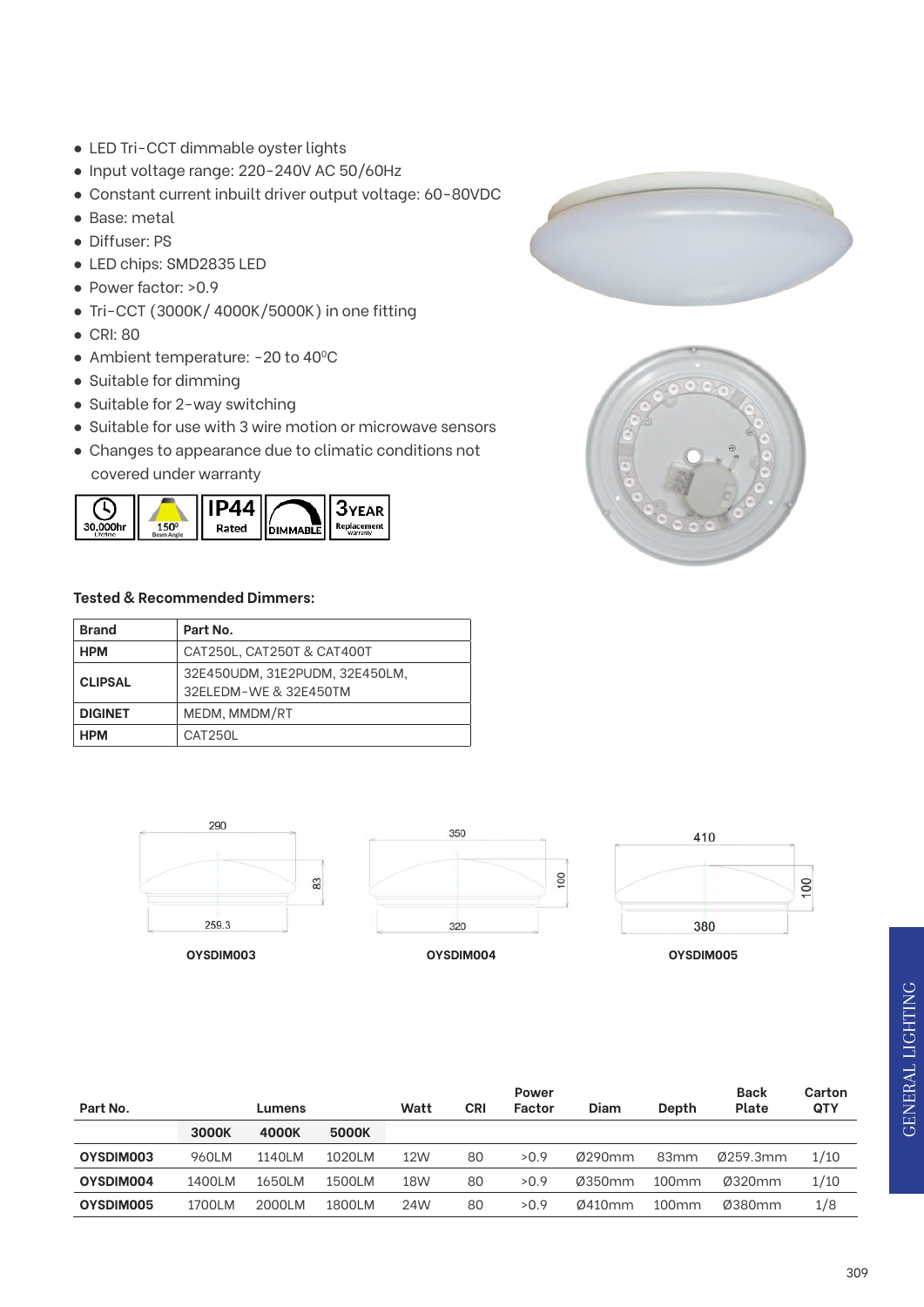- LED Tri-CCT dimmable oyster lights
- Input voltage range: 220-240V AC 50/60Hz
- Constant current inbuilt driver output voltage: 60-80VDC
- Base: metal
- Diffuser: PS
- LED chips: SMD2835 LED
- Power factor: >0.9
- Tri-CCT (3000K/ 4000K/5000K) in one fitting
- CRI: 80
- Ambient temperature: -20 to 40⁰C
- Suitable for dimming
- Suitable for 2-way switching
- Suitable for use with 3 wire motion or microwave sensors
- Changes to appearance due to climatic conditions not covered under warranty

30,000hr Lifetime | 150⁰ Beam Angle | IP44 Rated | DIMMABLE | 3YEAR Replacement Warranty

**Tested & Recommended Dimmers:**

| Brand | Part No. |
|---|---|
| **HPM** | CAT250L, CAT250T & CAT400T |
| **CLIPSAL** | 32E450UDM, 31E2PUDM, 32E450LM, 32ELEDM-WE & 32E450TM |
| **DIGINET** | MEDM, MMDM/RT |
| **HPM** | CAT250L |

290 / 83 / 259.3 — **OYSDIM003**

350 / 100 / 320 — **OYSDIM004**

410 / 100 / 380 — **OYSDIM005**

| Part No. | Lumens | | | Watt | CRI | Power Factor | Diam | Depth | Back Plate | Carton QTY |
|---|---|---|---|---|---|---|---|---|---|---|
| | **3000K** | **4000K** | **5000K** | | | | | | | |
| **OYSDIM003** | 960LM | 1140LM | 1020LM | 12W | 80 | >0.9 | Ø290mm | 83mm | Ø259.3mm | 1/10 |
| **OYSDIM004** | 1400LM | 1650LM | 1500LM | 18W | 80 | >0.9 | Ø350mm | 100mm | Ø320mm | 1/10 |
| **OYSDIM005** | 1700LM | 2000LM | 1800LM | 24W | 80 | >0.9 | Ø410mm | 100mm | Ø380mm | 1/8 |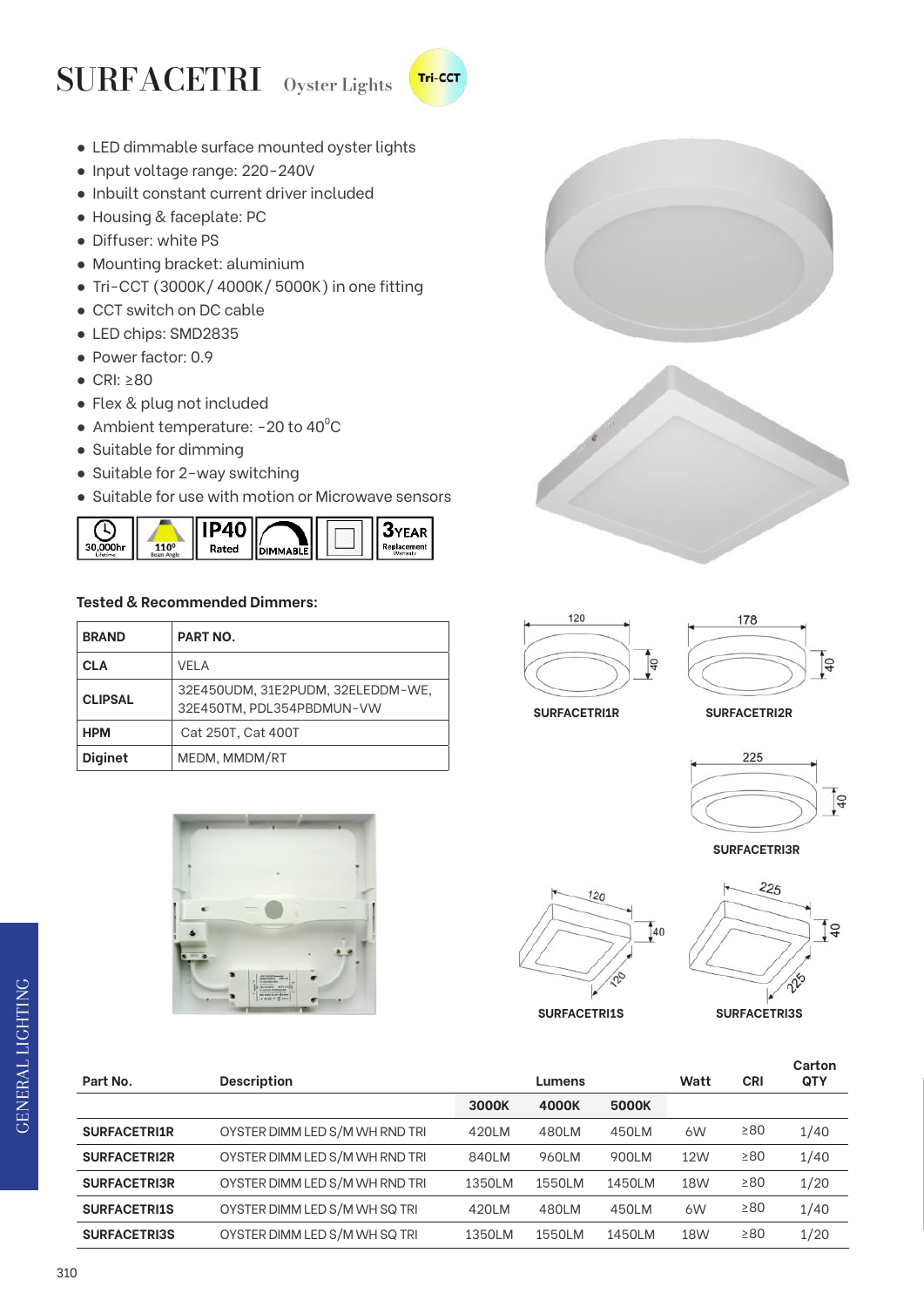# SURFACETRI Oyster Lights

Tri-CCT

- LED dimmable surface mounted oyster lights
- Input voltage range: 220-240V
- Inbuilt constant current driver included
- Housing & faceplate: PC
- Diffuser: white PS
- Mounting bracket: aluminium
- Tri-CCT (3000K/ 4000K/ 5000K) in one fitting
- CCT switch on DC cable
- LED chips: SMD2835
- Power factor: 0.9
- CRI: ≥80
- Flex & plug not included
- Ambient temperature: -20 to 40°C
- Suitable for dimming
- Suitable for 2-way switching
- Suitable for use with motion or Microwave sensors

30,000hr Lifetime | 110° Beam Angle | IP40 Rated | DIMMABLE | 3YEAR Replacement Warranty

**Tested & Recommended Dimmers:**

| BRAND | PART NO. |
|---|---|
| CLA | VELA |
| CLIPSAL | 32E450UDM, 31E2PUDM, 32ELEDDM-WE, 32E450TM, PDL354PBDMUN-VW |
| HPM | Cat 250T, Cat 400T |
| Diginet | MEDM, MMDM/RT |

120
40
SURFACETRI1R

178
40
SURFACETRI2R

225
40
SURFACETRI3R

120
40
120
SURFACETRI1S

225
40
225
SURFACETRI3S

| Part No. | Description | Lumens | | | Watt | CRI | Carton QTY |
|---|---|---|---|---|---|---|---|
| | | 3000K | 4000K | 5000K | | | |
| SURFACETRI1R | OYSTER DIMM LED S/M WH RND TRI | 420LM | 480LM | 450LM | 6W | ≥80 | 1/40 |
| SURFACETRI2R | OYSTER DIMM LED S/M WH RND TRI | 840LM | 960LM | 900LM | 12W | ≥80 | 1/40 |
| SURFACETRI3R | OYSTER DIMM LED S/M WH RND TRI | 1350LM | 1550LM | 1450LM | 18W | ≥80 | 1/20 |
| SURFACETRI1S | OYSTER DIMM LED S/M WH SQ TRI | 420LM | 480LM | 450LM | 6W | ≥80 | 1/40 |
| SURFACETRI3S | OYSTER DIMM LED S/M WH SQ TRI | 1350LM | 1550LM | 1450LM | 18W | ≥80 | 1/20 |